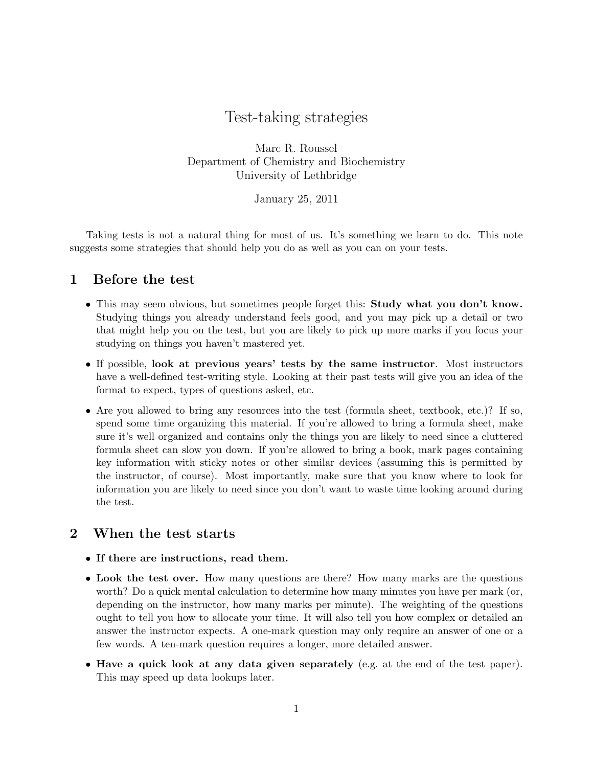# Test-taking strategies

Marc R. Roussel
Department of Chemistry and Biochemistry
University of Lethbridge

January 25, 2011

Taking tests is not a natural thing for most of us. It's something we learn to do. This note suggests some strategies that should help you do as well as you can on your tests.

## 1 Before the test

- This may seem obvious, but sometimes people forget this: **Study what you don't know.** Studying things you already understand feels good, and you may pick up a detail or two that might help you on the test, but you are likely to pick up more marks if you focus your studying on things you haven't mastered yet.
- If possible, **look at previous years' tests by the same instructor**. Most instructors have a well-defined test-writing style. Looking at their past tests will give you an idea of the format to expect, types of questions asked, etc.
- Are you allowed to bring any resources into the test (formula sheet, textbook, etc.)? If so, spend some time organizing this material. If you're allowed to bring a formula sheet, make sure it's well organized and contains only the things you are likely to need since a cluttered formula sheet can slow you down. If you're allowed to bring a book, mark pages containing key information with sticky notes or other similar devices (assuming this is permitted by the instructor, of course). Most importantly, make sure that you know where to look for information you are likely to need since you don't want to waste time looking around during the test.

## 2 When the test starts

- **If there are instructions, read them.**
- **Look the test over.** How many questions are there? How many marks are the questions worth? Do a quick mental calculation to determine how many minutes you have per mark (or, depending on the instructor, how many marks per minute). The weighting of the questions ought to tell you how to allocate your time. It will also tell you how complex or detailed an answer the instructor expects. A one-mark question may only require an answer of one or a few words. A ten-mark question requires a longer, more detailed answer.
- **Have a quick look at any data given separately** (e.g. at the end of the test paper). This may speed up data lookups later.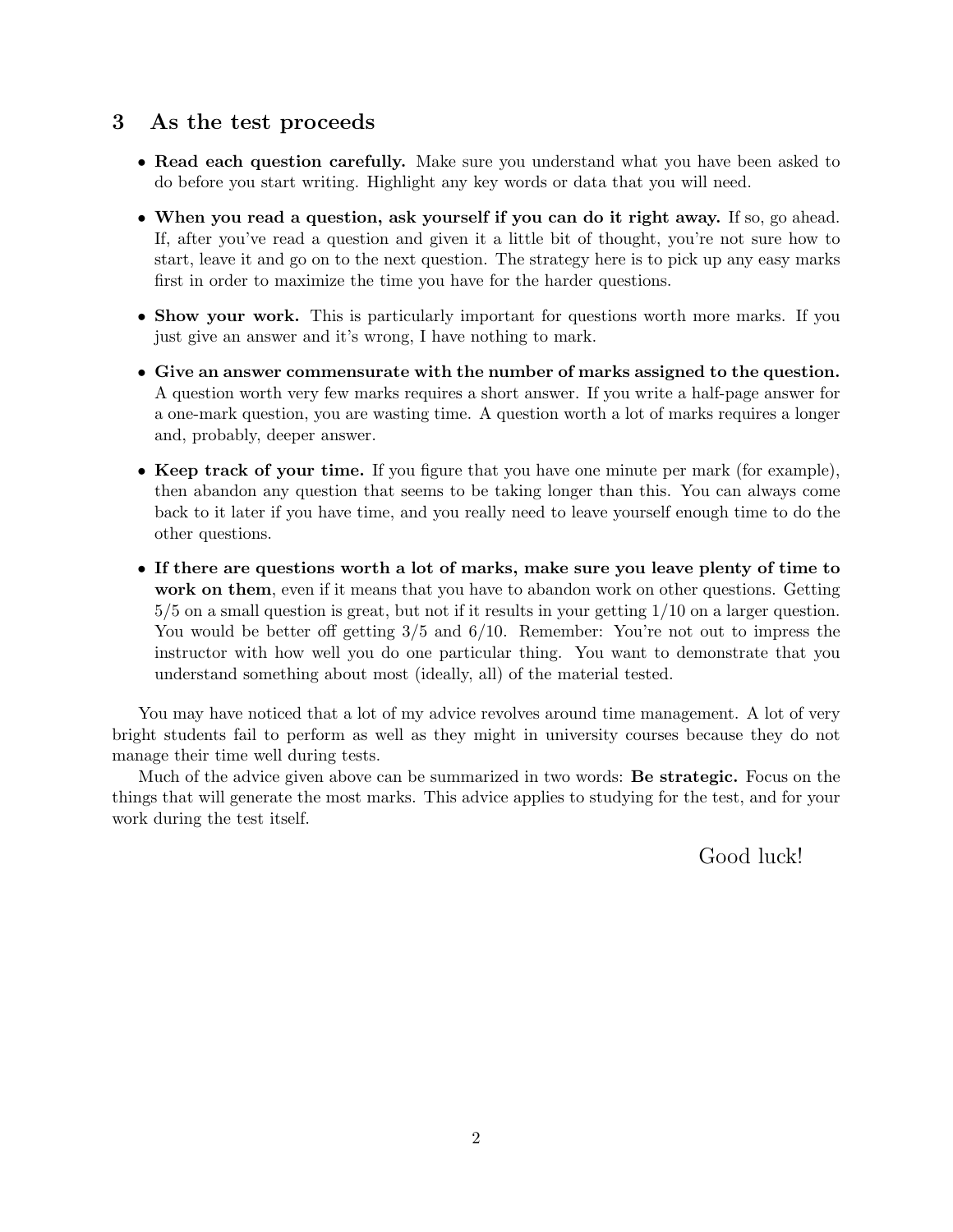## 3 As the test proceeds

- **Read each question carefully.** Make sure you understand what you have been asked to do before you start writing. Highlight any key words or data that you will need.
- **When you read a question, ask yourself if you can do it right away.** If so, go ahead. If, after you've read a question and given it a little bit of thought, you're not sure how to start, leave it and go on to the next question. The strategy here is to pick up any easy marks first in order to maximize the time you have for the harder questions.
- **Show your work.** This is particularly important for questions worth more marks. If you just give an answer and it's wrong, I have nothing to mark.
- **Give an answer commensurate with the number of marks assigned to the question.** A question worth very few marks requires a short answer. If you write a half-page answer for a one-mark question, you are wasting time. A question worth a lot of marks requires a longer and, probably, deeper answer.
- **Keep track of your time.** If you figure that you have one minute per mark (for example), then abandon any question that seems to be taking longer than this. You can always come back to it later if you have time, and you really need to leave yourself enough time to do the other questions.
- **If there are questions worth a lot of marks, make sure you leave plenty of time to work on them**, even if it means that you have to abandon work on other questions. Getting 5/5 on a small question is great, but not if it results in your getting 1/10 on a larger question. You would be better off getting 3/5 and 6/10. Remember: You're not out to impress the instructor with how well you do one particular thing. You want to demonstrate that you understand something about most (ideally, all) of the material tested.

You may have noticed that a lot of my advice revolves around time management. A lot of very bright students fail to perform as well as they might in university courses because they do not manage their time well during tests.

Much of the advice given above can be summarized in two words: **Be strategic.** Focus on the things that will generate the most marks. This advice applies to studying for the test, and for your work during the test itself.

Good luck!